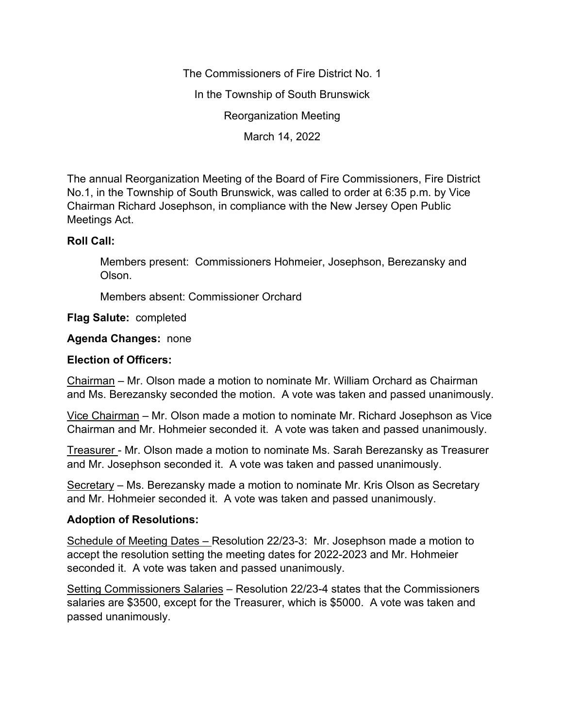The Commissioners of Fire District No. 1

In the Township of South Brunswick

Reorganization Meeting

March 14, 2022

The annual Reorganization Meeting of the Board of Fire Commissioners, Fire District No.1, in the Township of South Brunswick, was called to order at 6:35 p.m. by Vice Chairman Richard Josephson, in compliance with the New Jersey Open Public Meetings Act.

**Roll Call:**

Members present: Commissioners Hohmeier, Josephson, Berezansky and Olson.

Members absent: Commissioner Orchard

**Flag Salute:** completed

**Agenda Changes:** none

**Election of Officers:**

Chairman – Mr. Olson made a motion to nominate Mr. William Orchard as Chairman and Ms. Berezansky seconded the motion. A vote was taken and passed unanimously.

Vice Chairman – Mr. Olson made a motion to nominate Mr. Richard Josephson as Vice Chairman and Mr. Hohmeier seconded it. A vote was taken and passed unanimously.

Treasurer - Mr. Olson made a motion to nominate Ms. Sarah Berezansky as Treasurer and Mr. Josephson seconded it. A vote was taken and passed unanimously.

Secretary – Ms. Berezansky made a motion to nominate Mr. Kris Olson as Secretary and Mr. Hohmeier seconded it. A vote was taken and passed unanimously.

**Adoption of Resolutions:**

Schedule of Meeting Dates – Resolution 22/23-3: Mr. Josephson made a motion to accept the resolution setting the meeting dates for 2022-2023 and Mr. Hohmeier seconded it. A vote was taken and passed unanimously.

Setting Commissioners Salaries – Resolution 22/23-4 states that the Commissioners salaries are $3500, except for the Treasurer, which is $5000. A vote was taken and passed unanimously.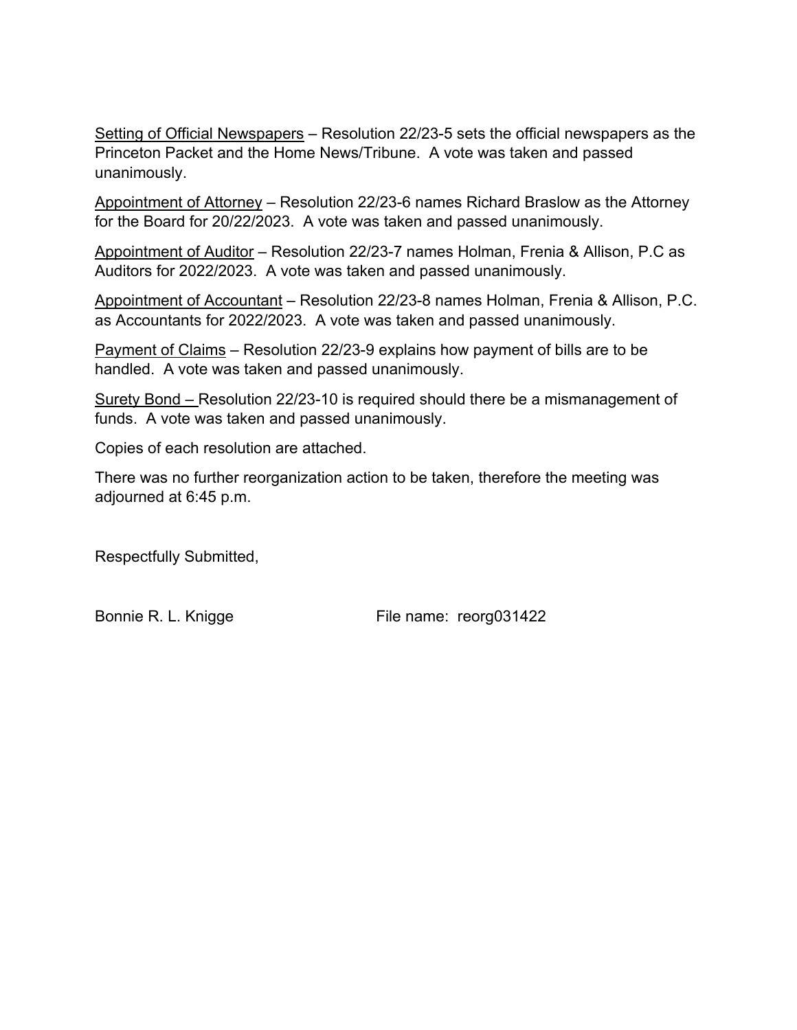<u>Setting of Official Newspapers</u> – Resolution 22/23-5 sets the official newspapers as the Princeton Packet and the Home News/Tribune. A vote was taken and passed unanimously.

<u>Appointment of Attorney</u> – Resolution 22/23-6 names Richard Braslow as the Attorney for the Board for 20/22/2023. A vote was taken and passed unanimously.

<u>Appointment of Auditor</u> – Resolution 22/23-7 names Holman, Frenia & Allison, P.C as Auditors for 2022/2023. A vote was taken and passed unanimously.

<u>Appointment of Accountant</u> – Resolution 22/23-8 names Holman, Frenia & Allison, P.C. as Accountants for 2022/2023. A vote was taken and passed unanimously.

<u>Payment of Claims</u> – Resolution 22/23-9 explains how payment of bills are to be handled. A vote was taken and passed unanimously.

<u>Surety Bond –</u> Resolution 22/23-10 is required should there be a mismanagement of funds. A vote was taken and passed unanimously.

Copies of each resolution are attached.

There was no further reorganization action to be taken, therefore the meeting was adjourned at 6:45 p.m.

Respectfully Submitted,

Bonnie R. L. Knigge File name: reorg031422